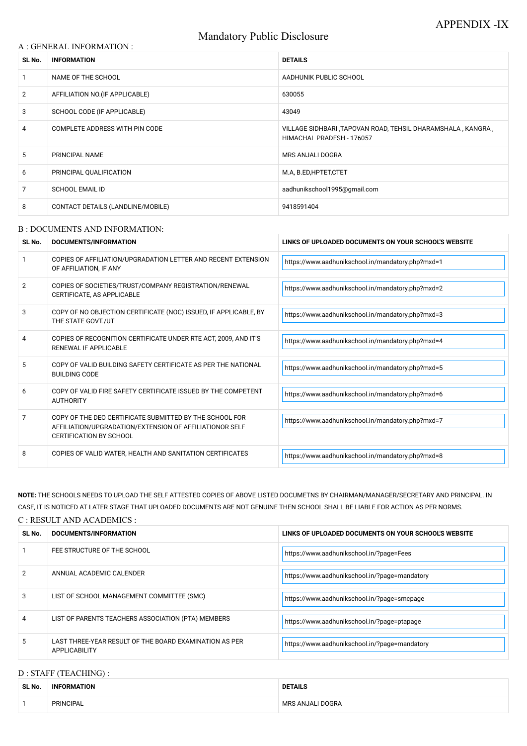APPENDIX -IX

# Mandatory Public Disclosure

## A : GENERAL INFORMATION :

| SL No. | INFORMATION | DETAILS |
|---|---|---|
| 1 | NAME OF THE SCHOOL | AADHUNIK PUBLIC SCHOOL |
| 2 | AFFILIATION NO.(IF APPLICABLE) | 630055 |
| 3 | SCHOOL CODE (IF APPLICABLE) | 43049 |
| 4 | COMPLETE ADDRESS WITH PIN CODE | VILLAGE SIDHBARI ,TAPOVAN ROAD, TEHSIL DHARAMSHALA , KANGRA , HIMACHAL PRADESH - 176057 |
| 5 | PRINCIPAL NAME | MRS ANJALI DOGRA |
| 6 | PRINCIPAL QUALIFICATION | M.A, B.ED,HPTET,CTET |
| 7 | SCHOOL EMAIL ID | aadhunikschool1995@gmail.com |
| 8 | CONTACT DETAILS (LANDLINE/MOBILE) | 9418591404 |

## B : DOCUMENTS AND INFORMATION:

| SL No. | DOCUMENTS/INFORMATION | LINKS OF UPLOADED DOCUMENTS ON YOUR SCHOOL'S WEBSITE |
|---|---|---|
| 1 | COPIES OF AFFILIATION/UPGRADATION LETTER AND RECENT EXTENSION OF AFFILIATION, IF ANY | https://www.aadhunikschool.in/mandatory.php?mxd=1 |
| 2 | COPIES OF SOCIETIES/TRUST/COMPANY REGISTRATION/RENEWAL CERTIFICATE, AS APPLICABLE | https://www.aadhunikschool.in/mandatory.php?mxd=2 |
| 3 | COPY OF NO OBJECTION CERTIFICATE (NOC) ISSUED, IF APPLICABLE, BY THE STATE GOVT./UT | https://www.aadhunikschool.in/mandatory.php?mxd=3 |
| 4 | COPIES OF RECOGNITION CERTIFICATE UNDER RTE ACT, 2009, AND IT'S RENEWAL IF APPLICABLE | https://www.aadhunikschool.in/mandatory.php?mxd=4 |
| 5 | COPY OF VALID BUILDING SAFETY CERTIFICATE AS PER THE NATIONAL BUILDING CODE | https://www.aadhunikschool.in/mandatory.php?mxd=5 |
| 6 | COPY OF VALID FIRE SAFETY CERTIFICATE ISSUED BY THE COMPETENT AUTHORITY | https://www.aadhunikschool.in/mandatory.php?mxd=6 |
| 7 | COPY OF THE DEO CERTIFICATE SUBMITTED BY THE SCHOOL FOR AFFILIATION/UPGRADATION/EXTENSION OF AFFILIATIONOR SELF CERTIFICATION BY SCHOOL | https://www.aadhunikschool.in/mandatory.php?mxd=7 |
| 8 | COPIES OF VALID WATER, HEALTH AND SANITATION CERTIFICATES | https://www.aadhunikschool.in/mandatory.php?mxd=8 |

**NOTE:** THE SCHOOLS NEEDS TO UPLOAD THE SELF ATTESTED COPIES OF ABOVE LISTED DOCUMETNS BY CHAIRMAN/MANAGER/SECRETARY AND PRINCIPAL. IN CASE, IT IS NOTICED AT LATER STAGE THAT UPLOADED DOCUMENTS ARE NOT GENUINE THEN SCHOOL SHALL BE LIABLE FOR ACTION AS PER NORMS.

## C : RESULT AND ACADEMICS :

| SL No. | DOCUMENTS/INFORMATION | LINKS OF UPLOADED DOCUMENTS ON YOUR SCHOOL'S WEBSITE |
|---|---|---|
| 1 | FEE STRUCTURE OF THE SCHOOL | https://www.aadhunikschool.in/?page=Fees |
| 2 | ANNUAL ACADEMIC CALENDER | https://www.aadhunikschool.in/?page=mandatory |
| 3 | LIST OF SCHOOL MANAGEMENT COMMITTEE (SMC) | https://www.aadhunikschool.in/?page=smcpage |
| 4 | LIST OF PARENTS TEACHERS ASSOCIATION (PTA) MEMBERS | https://www.aadhunikschool.in/?page=ptapage |
| 5 | LAST THREE-YEAR RESULT OF THE BOARD EXAMINATION AS PER APPLICABILITY | https://www.aadhunikschool.in/?page=mandatory |

## D : STAFF (TEACHING) :

| SL No. | INFORMATION | DETAILS |
|---|---|---|
| 1 | PRINCIPAL | MRS ANJALI DOGRA |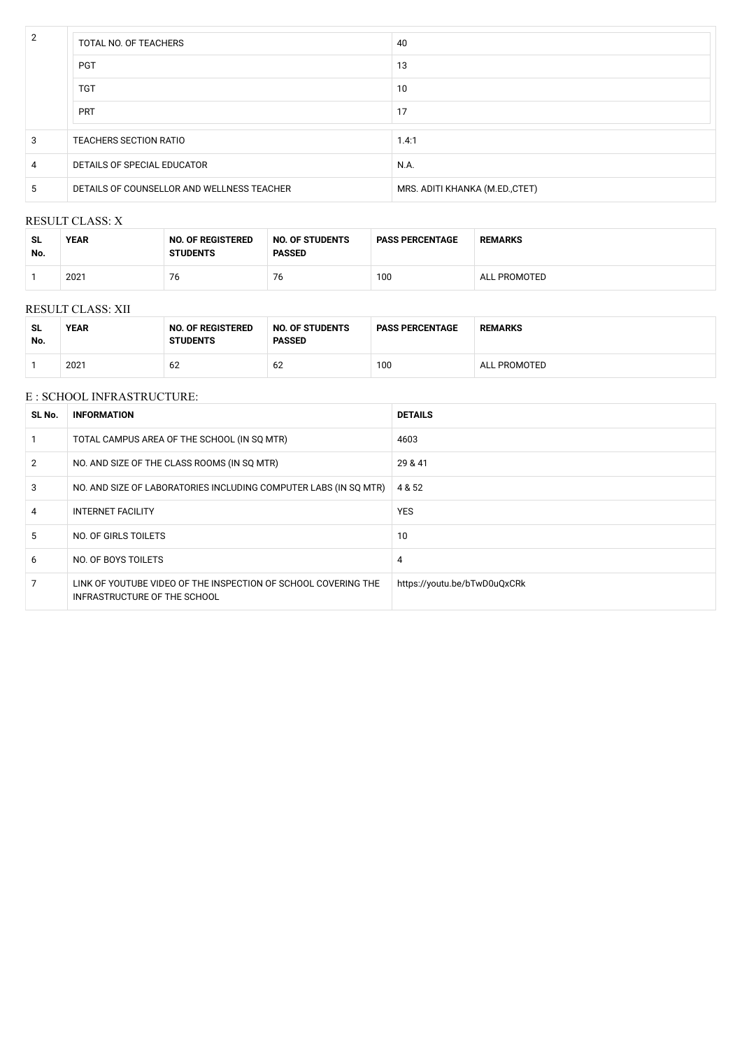| | | |
|---|---|---|
| 2 | TOTAL NO. OF TEACHERS | 40 |
| | PGT | 13 |
| | TGT | 10 |
| | PRT | 17 |
| 3 | TEACHERS SECTION RATIO | 1.4:1 |
| 4 | DETAILS OF SPECIAL EDUCATOR | N.A. |
| 5 | DETAILS OF COUNSELLOR AND WELLNESS TEACHER | MRS. ADITI KHANKA (M.ED.,CTET) |

## RESULT CLASS: X

| SL No. | YEAR | NO. OF REGISTERED STUDENTS | NO. OF STUDENTS PASSED | PASS PERCENTAGE | REMARKS |
|---|---|---|---|---|---|
| 1 | 2021 | 76 | 76 | 100 | ALL PROMOTED |

## RESULT CLASS: XII

| SL No. | YEAR | NO. OF REGISTERED STUDENTS | NO. OF STUDENTS PASSED | PASS PERCENTAGE | REMARKS |
|---|---|---|---|---|---|
| 1 | 2021 | 62 | 62 | 100 | ALL PROMOTED |

## E : SCHOOL INFRASTRUCTURE:

| SL No. | INFORMATION | DETAILS |
|---|---|---|
| 1 | TOTAL CAMPUS AREA OF THE SCHOOL (IN SQ MTR) | 4603 |
| 2 | NO. AND SIZE OF THE CLASS ROOMS (IN SQ MTR) | 29 & 41 |
| 3 | NO. AND SIZE OF LABORATORIES INCLUDING COMPUTER LABS (IN SQ MTR) | 4 & 52 |
| 4 | INTERNET FACILITY | YES |
| 5 | NO. OF GIRLS TOILETS | 10 |
| 6 | NO. OF BOYS TOILETS | 4 |
| 7 | LINK OF YOUTUBE VIDEO OF THE INSPECTION OF SCHOOL COVERING THE INFRASTRUCTURE OF THE SCHOOL | https://youtu.be/bTwD0uQxCRk |